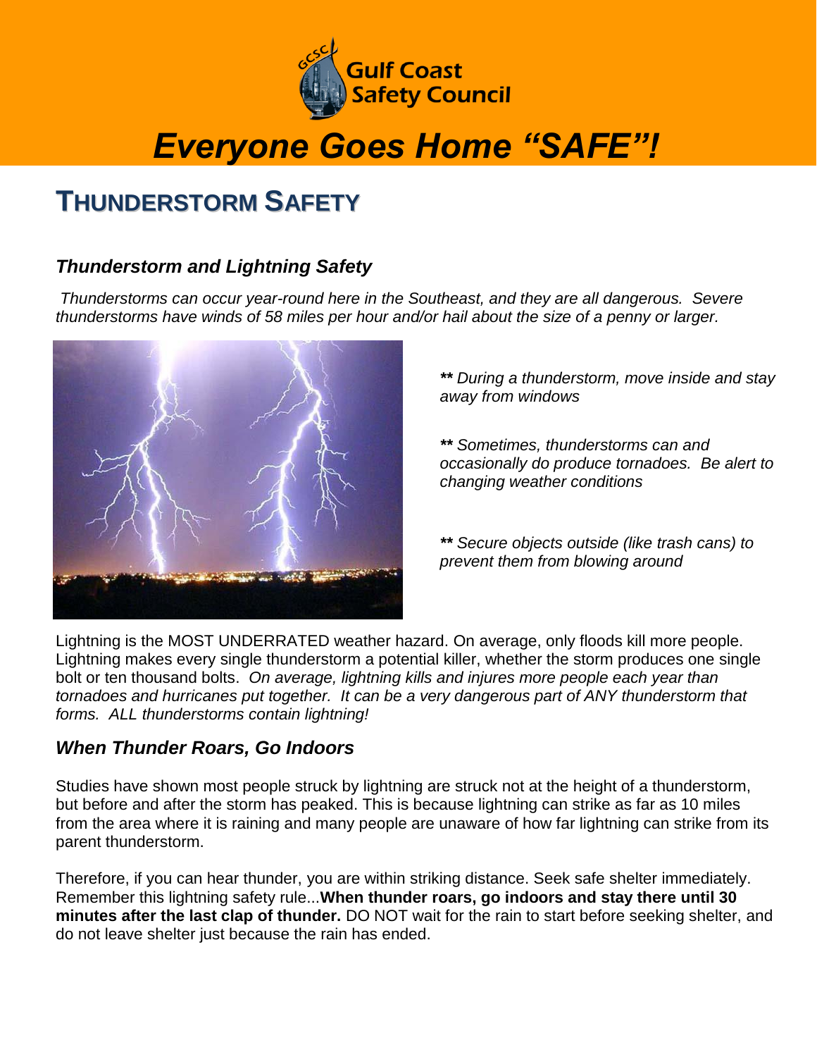Gulf Coast Safety Council

*Everyone Goes Home "SAFE"!*

# THUNDERSTORM SAFETY

### *Thunderstorm and Lightning Safety*

*Thunderstorms can occur year-round here in the Southeast, and they are all dangerous. Severe thunderstorms have winds of 58 miles per hour and/or hail about the size of a penny or larger.*

***\*** During a thunderstorm, move inside and stay away from windows*

***\*** Sometimes, thunderstorms can and occasionally do produce tornadoes. Be alert to changing weather conditions*

***\*** Secure objects outside (like trash cans) to prevent them from blowing around*

Lightning is the MOST UNDERRATED weather hazard. On average, only floods kill more people. Lightning makes every single thunderstorm a potential killer, whether the storm produces one single bolt or ten thousand bolts. *On average, lightning kills and injures more people each year than tornadoes and hurricanes put together. It can be a very dangerous part of ANY thunderstorm that forms. ALL thunderstorms contain lightning!*

### *When Thunder Roars, Go Indoors*

Studies have shown most people struck by lightning are struck not at the height of a thunderstorm, but before and after the storm has peaked. This is because lightning can strike as far as 10 miles from the area where it is raining and many people are unaware of how far lightning can strike from its parent thunderstorm.

Therefore, if you can hear thunder, you are within striking distance. Seek safe shelter immediately. Remember this lightning safety rule...**When thunder roars, go indoors and stay there until 30 minutes after the last clap of thunder.** DO NOT wait for the rain to start before seeking shelter, and do not leave shelter just because the rain has ended.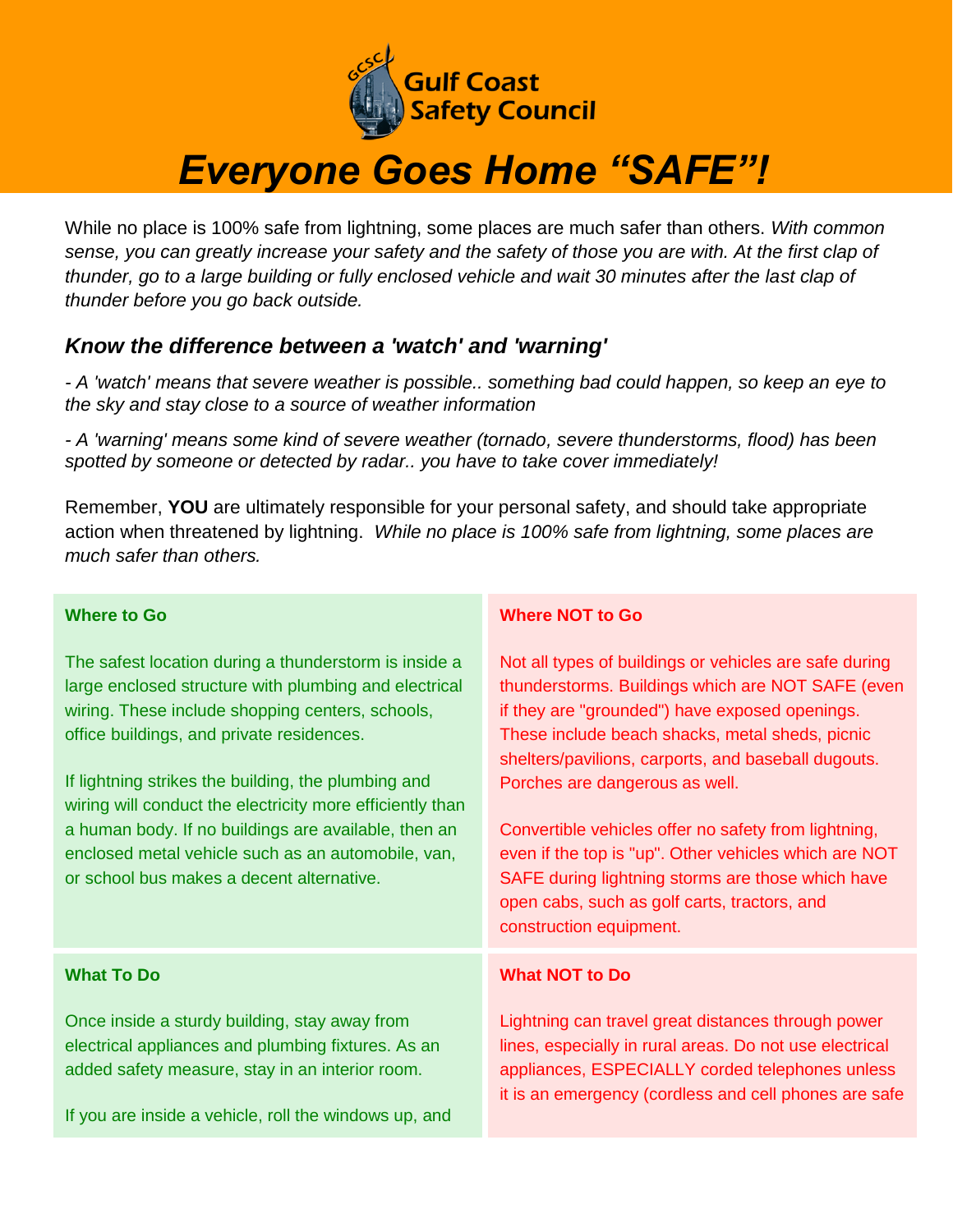# Gulf Coast Safety Council

# *Everyone Goes Home "SAFE"!*

While no place is 100% safe from lightning, some places are much safer than others. *With common sense, you can greatly increase your safety and the safety of those you are with. At the first clap of thunder, go to a large building or fully enclosed vehicle and wait 30 minutes after the last clap of thunder before you go back outside.*

### *Know the difference between a 'watch' and 'warning'*

*- A 'watch' means that severe weather is possible.. something bad could happen, so keep an eye to the sky and stay close to a source of weather information*

*- A 'warning' means some kind of severe weather (tornado, severe thunderstorms, flood) has been spotted by someone or detected by radar.. you have to take cover immediately!*

Remember, **YOU** are ultimately responsible for your personal safety, and should take appropriate action when threatened by lightning. *While no place is 100% safe from lightning, some places are much safer than others.*

#### Where to Go

The safest location during a thunderstorm is inside a large enclosed structure with plumbing and electrical wiring. These include shopping centers, schools, office buildings, and private residences.

If lightning strikes the building, the plumbing and wiring will conduct the electricity more efficiently than a human body. If no buildings are available, then an enclosed metal vehicle such as an automobile, van, or school bus makes a decent alternative.

#### Where NOT to Go

Not all types of buildings or vehicles are safe during thunderstorms. Buildings which are NOT SAFE (even if they are "grounded") have exposed openings. These include beach shacks, metal sheds, picnic shelters/pavilions, carports, and baseball dugouts. Porches are dangerous as well.

Convertible vehicles offer no safety from lightning, even if the top is "up". Other vehicles which are NOT SAFE during lightning storms are those which have open cabs, such as golf carts, tractors, and construction equipment.

#### What To Do

Once inside a sturdy building, stay away from electrical appliances and plumbing fixtures. As an added safety measure, stay in an interior room.

If you are inside a vehicle, roll the windows up, and

#### What NOT to Do

Lightning can travel great distances through power lines, especially in rural areas. Do not use electrical appliances, ESPECIALLY corded telephones unless it is an emergency (cordless and cell phones are safe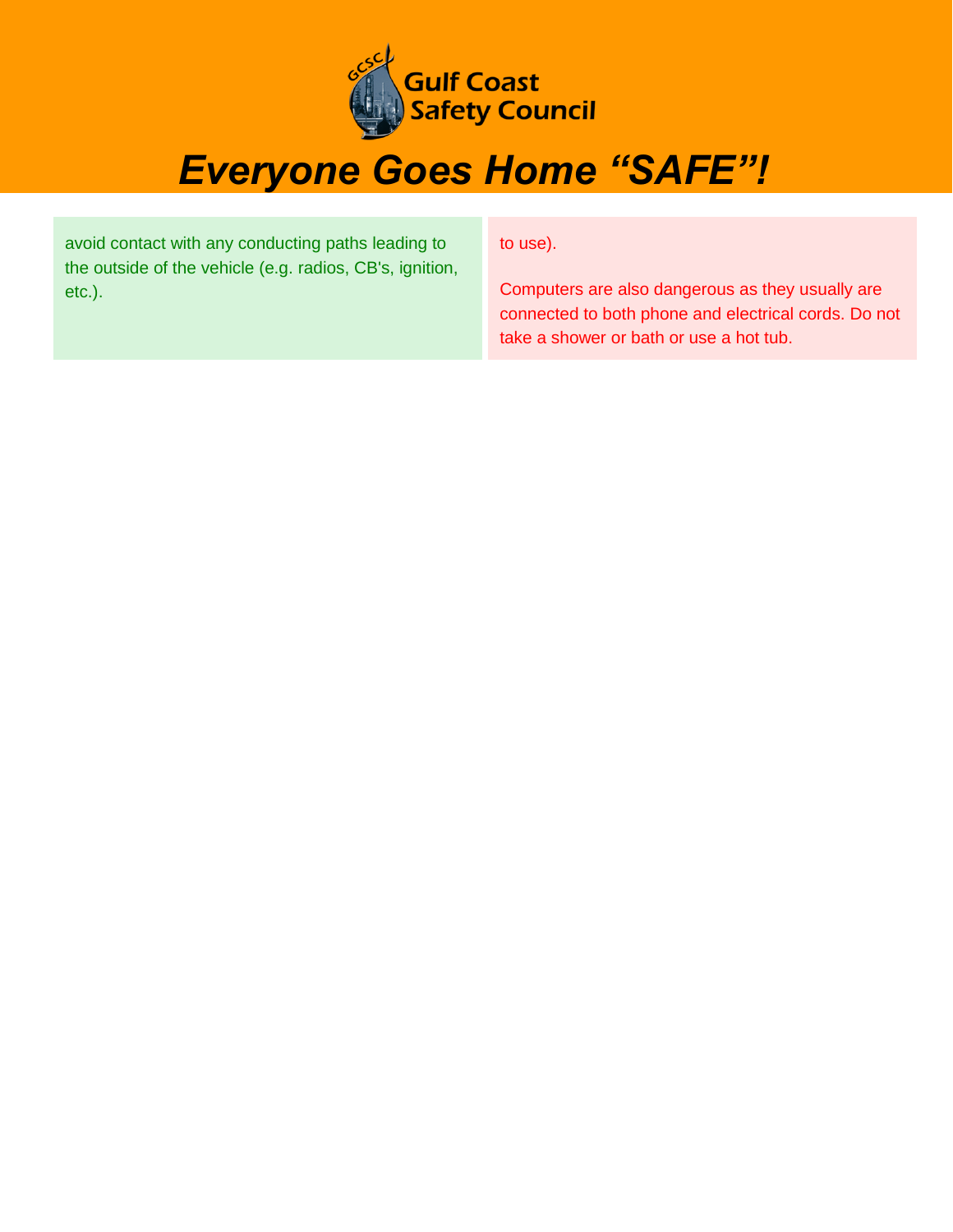avoid contact with any conducting paths leading to the outside of the vehicle (e.g. radios, CB's, ignition, etc.).

to use).

Computers are also dangerous as they usually are connected to both phone and electrical cords. Do not take a shower or bath or use a hot tub.